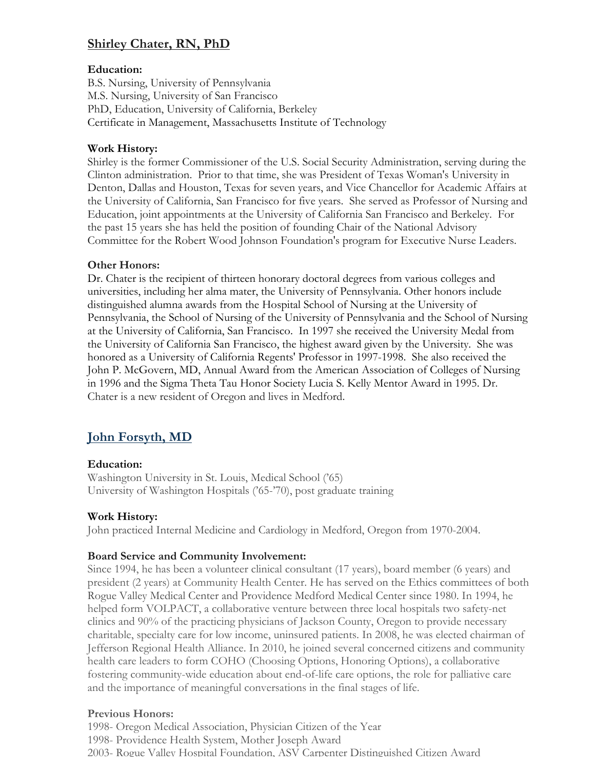## Shirley Chater, RN, PhD

**Education:**
B.S. Nursing, University of Pennsylvania
M.S. Nursing, University of San Francisco
PhD, Education, University of California, Berkeley
Certificate in Management, Massachusetts Institute of Technology

**Work History:**
Shirley is the former Commissioner of the U.S. Social Security Administration, serving during the Clinton administration. Prior to that time, she was President of Texas Woman's University in Denton, Dallas and Houston, Texas for seven years, and Vice Chancellor for Academic Affairs at the University of California, San Francisco for five years. She served as Professor of Nursing and Education, joint appointments at the University of California San Francisco and Berkeley. For the past 15 years she has held the position of founding Chair of the National Advisory Committee for the Robert Wood Johnson Foundation's program for Executive Nurse Leaders.

**Other Honors:**
Dr. Chater is the recipient of thirteen honorary doctoral degrees from various colleges and universities, including her alma mater, the University of Pennsylvania. Other honors include distinguished alumna awards from the Hospital School of Nursing at the University of Pennsylvania, the School of Nursing of the University of Pennsylvania and the School of Nursing at the University of California, San Francisco. In 1997 she received the University Medal from the University of California San Francisco, the highest award given by the University. She was honored as a University of California Regents' Professor in 1997-1998. She also received the John P. McGovern, MD, Annual Award from the American Association of Colleges of Nursing in 1996 and the Sigma Theta Tau Honor Society Lucia S. Kelly Mentor Award in 1995. Dr. Chater is a new resident of Oregon and lives in Medford.

## John Forsyth, MD

**Education:**
Washington University in St. Louis, Medical School ('65)
University of Washington Hospitals ('65-'70), post graduate training

**Work History:**
John practiced Internal Medicine and Cardiology in Medford, Oregon from 1970-2004.

**Board Service and Community Involvement:**
Since 1994, he has been a volunteer clinical consultant (17 years), board member (6 years) and president (2 years) at Community Health Center. He has served on the Ethics committees of both Rogue Valley Medical Center and Providence Medford Medical Center since 1980. In 1994, he helped form VOLPACT, a collaborative venture between three local hospitals two safety-net clinics and 90% of the practicing physicians of Jackson County, Oregon to provide necessary charitable, specialty care for low income, uninsured patients. In 2008, he was elected chairman of Jefferson Regional Health Alliance. In 2010, he joined several concerned citizens and community health care leaders to form COHO (Choosing Options, Honoring Options), a collaborative fostering community-wide education about end-of-life care options, the role for palliative care and the importance of meaningful conversations in the final stages of life.

**Previous Honors:**
1998- Oregon Medical Association, Physician Citizen of the Year
1998- Providence Health System, Mother Joseph Award
2003- Rogue Valley Hospital Foundation, ASV Carpenter Distinguished Citizen Award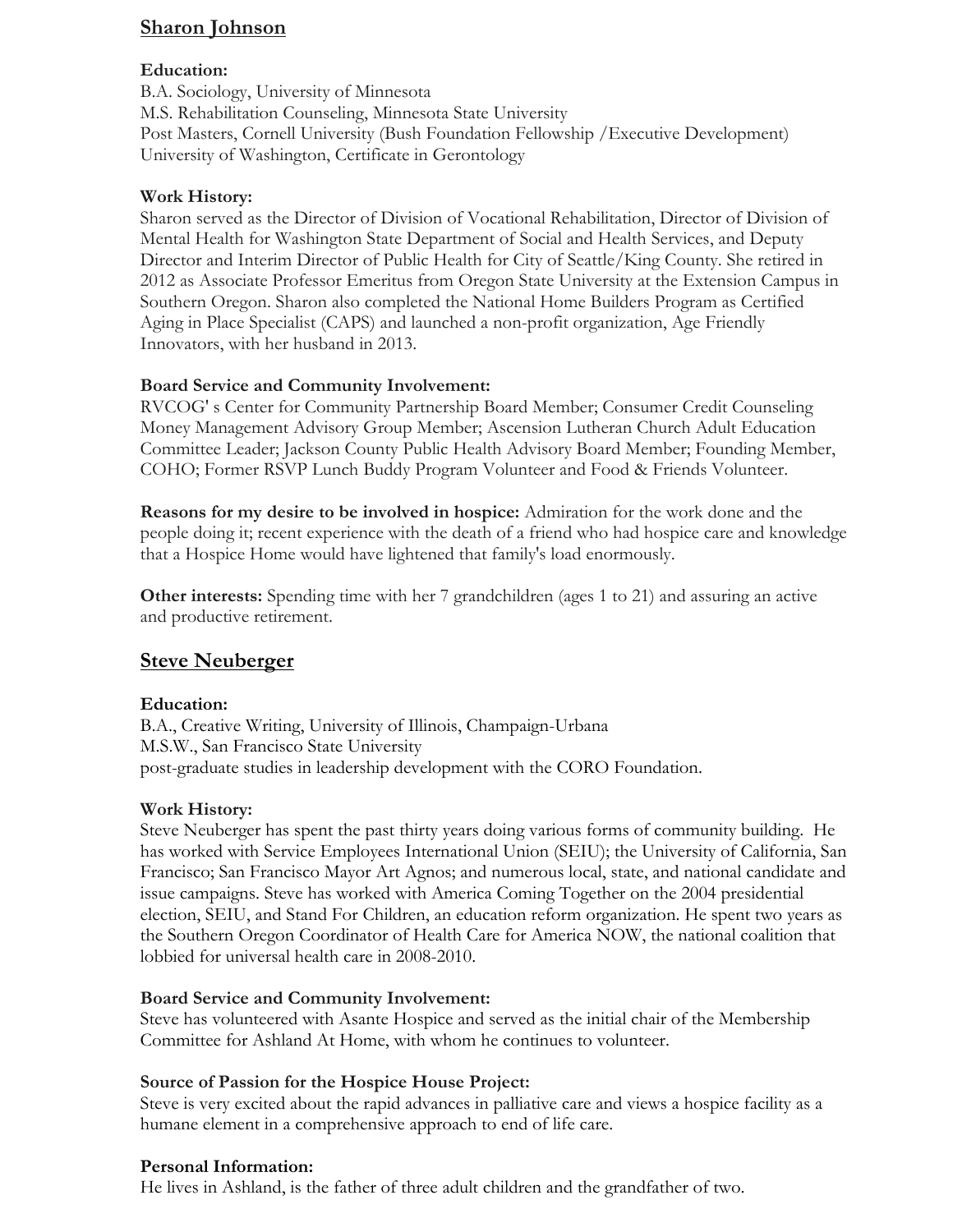## Sharon Johnson

**Education:**
B.A. Sociology, University of Minnesota
M.S. Rehabilitation Counseling, Minnesota State University
Post Masters, Cornell University (Bush Foundation Fellowship /Executive Development)
University of Washington, Certificate in Gerontology

**Work History:**
Sharon served as the Director of Division of Vocational Rehabilitation, Director of Division of Mental Health for Washington State Department of Social and Health Services, and Deputy Director and Interim Director of Public Health for City of Seattle/King County. She retired in 2012 as Associate Professor Emeritus from Oregon State University at the Extension Campus in Southern Oregon. Sharon also completed the National Home Builders Program as Certified Aging in Place Specialist (CAPS) and launched a non-profit organization, Age Friendly Innovators, with her husband in 2013.

**Board Service and Community Involvement:**
RVCOG' s Center for Community Partnership Board Member; Consumer Credit Counseling Money Management Advisory Group Member; Ascension Lutheran Church Adult Education Committee Leader; Jackson County Public Health Advisory Board Member; Founding Member, COHO; Former RSVP Lunch Buddy Program Volunteer and Food & Friends Volunteer.

**Reasons for my desire to be involved in hospice:** Admiration for the work done and the people doing it; recent experience with the death of a friend who had hospice care and knowledge that a Hospice Home would have lightened that family's load enormously.

**Other interests:** Spending time with her 7 grandchildren (ages 1 to 21) and assuring an active and productive retirement.

## Steve Neuberger

**Education:**
B.A., Creative Writing, University of Illinois, Champaign-Urbana
M.S.W., San Francisco State University
post-graduate studies in leadership development with the CORO Foundation.

**Work History:**
Steve Neuberger has spent the past thirty years doing various forms of community building. He has worked with Service Employees International Union (SEIU); the University of California, San Francisco; San Francisco Mayor Art Agnos; and numerous local, state, and national candidate and issue campaigns. Steve has worked with America Coming Together on the 2004 presidential election, SEIU, and Stand For Children, an education reform organization. He spent two years as the Southern Oregon Coordinator of Health Care for America NOW, the national coalition that lobbied for universal health care in 2008-2010.

**Board Service and Community Involvement:**
Steve has volunteered with Asante Hospice and served as the initial chair of the Membership Committee for Ashland At Home, with whom he continues to volunteer.

**Source of Passion for the Hospice House Project:**
Steve is very excited about the rapid advances in palliative care and views a hospice facility as a humane element in a comprehensive approach to end of life care.

**Personal Information:**
He lives in Ashland, is the father of three adult children and the grandfather of two.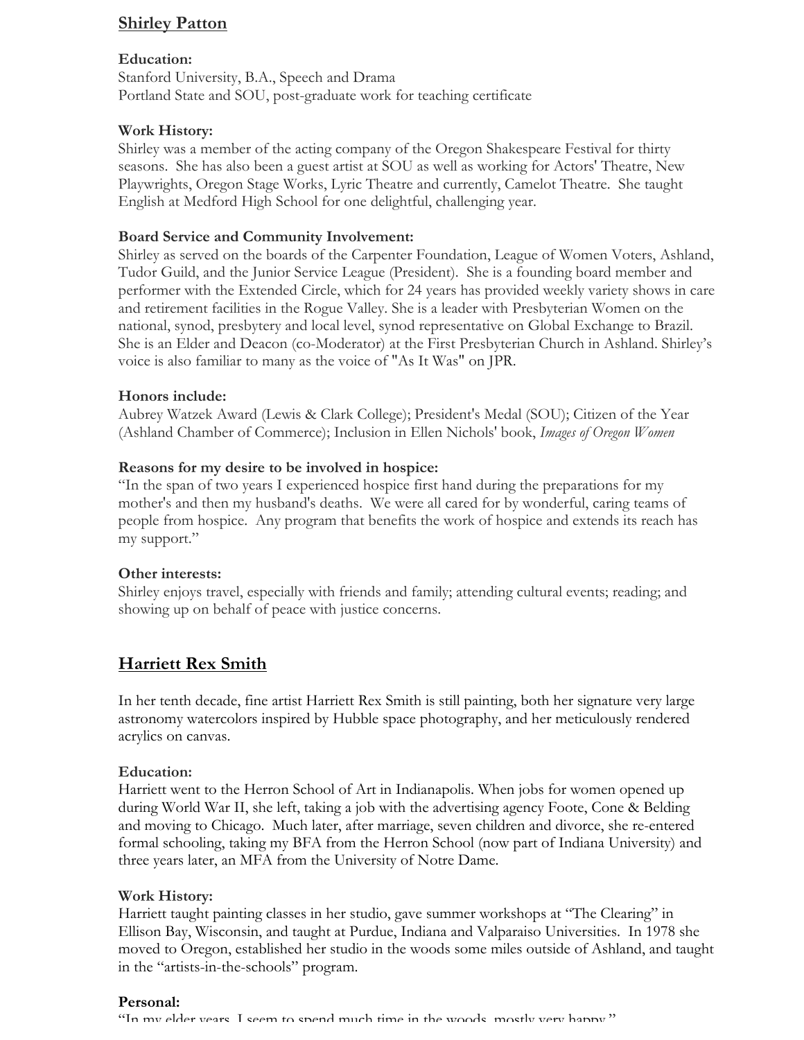## Shirley Patton

**Education:**
Stanford University, B.A., Speech and Drama
Portland State and SOU, post-graduate work for teaching certificate

**Work History:**
Shirley was a member of the acting company of the Oregon Shakespeare Festival for thirty seasons. She has also been a guest artist at SOU as well as working for Actors' Theatre, New Playwrights, Oregon Stage Works, Lyric Theatre and currently, Camelot Theatre. She taught English at Medford High School for one delightful, challenging year.

**Board Service and Community Involvement:**
Shirley as served on the boards of the Carpenter Foundation, League of Women Voters, Ashland, Tudor Guild, and the Junior Service League (President). She is a founding board member and performer with the Extended Circle, which for 24 years has provided weekly variety shows in care and retirement facilities in the Rogue Valley. She is a leader with Presbyterian Women on the national, synod, presbytery and local level, synod representative on Global Exchange to Brazil. She is an Elder and Deacon (co-Moderator) at the First Presbyterian Church in Ashland. Shirley's voice is also familiar to many as the voice of "As It Was" on JPR.

**Honors include:**
Aubrey Watzek Award (Lewis & Clark College); President's Medal (SOU); Citizen of the Year (Ashland Chamber of Commerce); Inclusion in Ellen Nichols' book, *Images of Oregon Women*

**Reasons for my desire to be involved in hospice:**
"In the span of two years I experienced hospice first hand during the preparations for my mother's and then my husband's deaths. We were all cared for by wonderful, caring teams of people from hospice. Any program that benefits the work of hospice and extends its reach has my support."

**Other interests:**
Shirley enjoys travel, especially with friends and family; attending cultural events; reading; and showing up on behalf of peace with justice concerns.

## Harriett Rex Smith

In her tenth decade, fine artist Harriett Rex Smith is still painting, both her signature very large astronomy watercolors inspired by Hubble space photography, and her meticulously rendered acrylics on canvas.

**Education:**
Harriett went to the Herron School of Art in Indianapolis. When jobs for women opened up during World War II, she left, taking a job with the advertising agency Foote, Cone & Belding and moving to Chicago. Much later, after marriage, seven children and divorce, she re-entered formal schooling, taking my BFA from the Herron School (now part of Indiana University) and three years later, an MFA from the University of Notre Dame.

**Work History:**
Harriett taught painting classes in her studio, gave summer workshops at "The Clearing" in Ellison Bay, Wisconsin, and taught at Purdue, Indiana and Valparaiso Universities. In 1978 she moved to Oregon, established her studio in the woods some miles outside of Ashland, and taught in the "artists-in-the-schools" program.

**Personal:**
"In my elder years, I seem to spend much time in the woods, mostly very happy."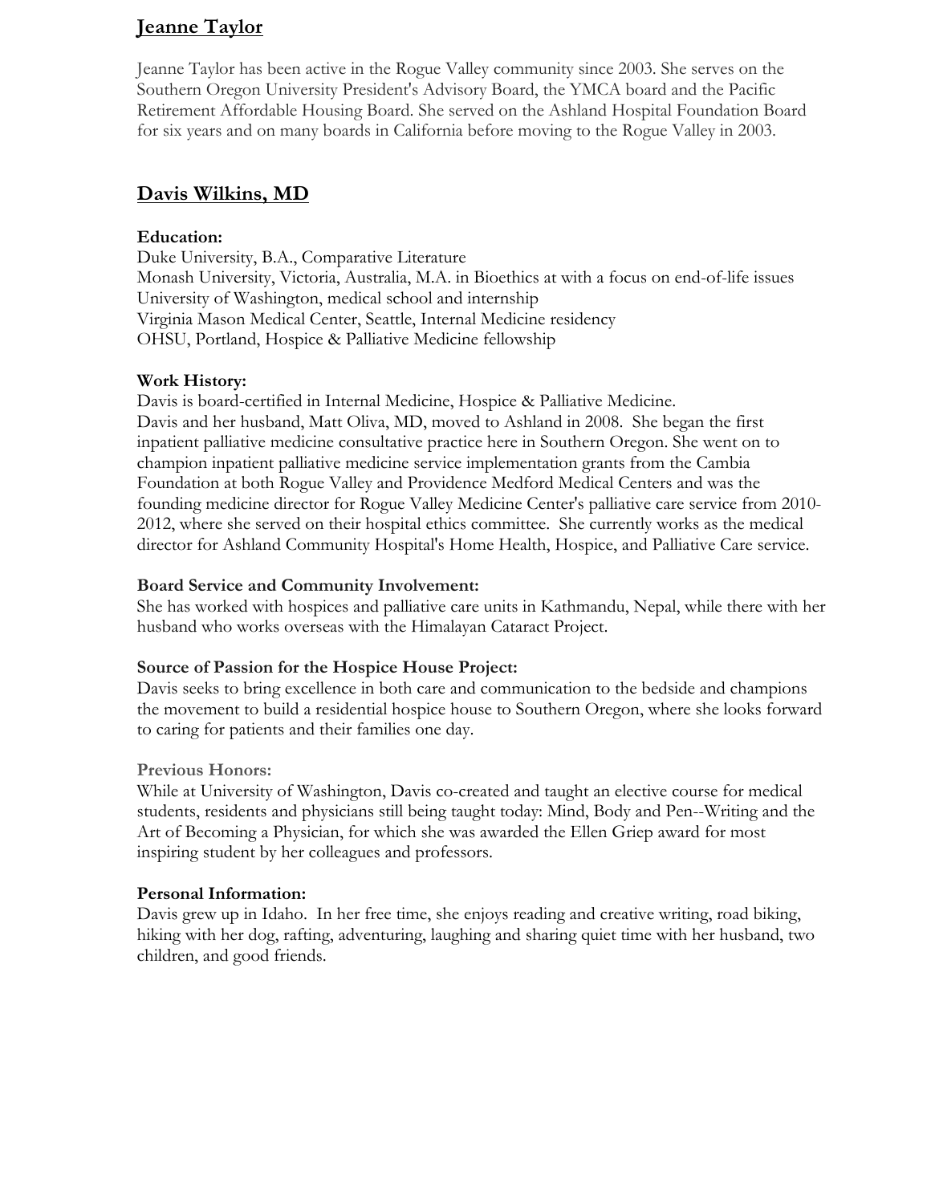## Jeanne Taylor

Jeanne Taylor has been active in the Rogue Valley community since 2003. She serves on the Southern Oregon University President's Advisory Board, the YMCA board and the Pacific Retirement Affordable Housing Board. She served on the Ashland Hospital Foundation Board for six years and on many boards in California before moving to the Rogue Valley in 2003.

## Davis Wilkins, MD

**Education:**

Duke University, B.A., Comparative Literature
Monash University, Victoria, Australia, M.A. in Bioethics at with a focus on end-of-life issues
University of Washington, medical school and internship
Virginia Mason Medical Center, Seattle, Internal Medicine residency
OHSU, Portland, Hospice & Palliative Medicine fellowship

**Work History:**

Davis is board-certified in Internal Medicine, Hospice & Palliative Medicine.
Davis and her husband, Matt Oliva, MD, moved to Ashland in 2008. She began the first inpatient palliative medicine consultative practice here in Southern Oregon. She went on to champion inpatient palliative medicine service implementation grants from the Cambia Foundation at both Rogue Valley and Providence Medford Medical Centers and was the founding medicine director for Rogue Valley Medicine Center's palliative care service from 2010-2012, where she served on their hospital ethics committee. She currently works as the medical director for Ashland Community Hospital's Home Health, Hospice, and Palliative Care service.

**Board Service and Community Involvement:**

She has worked with hospices and palliative care units in Kathmandu, Nepal, while there with her husband who works overseas with the Himalayan Cataract Project.

**Source of Passion for the Hospice House Project:**

Davis seeks to bring excellence in both care and communication to the bedside and champions the movement to build a residential hospice house to Southern Oregon, where she looks forward to caring for patients and their families one day.

**Previous Honors:**

While at University of Washington, Davis co-created and taught an elective course for medical students, residents and physicians still being taught today: Mind, Body and Pen--Writing and the Art of Becoming a Physician, for which she was awarded the Ellen Griep award for most inspiring student by her colleagues and professors.

**Personal Information:**

Davis grew up in Idaho. In her free time, she enjoys reading and creative writing, road biking, hiking with her dog, rafting, adventuring, laughing and sharing quiet time with her husband, two children, and good friends.